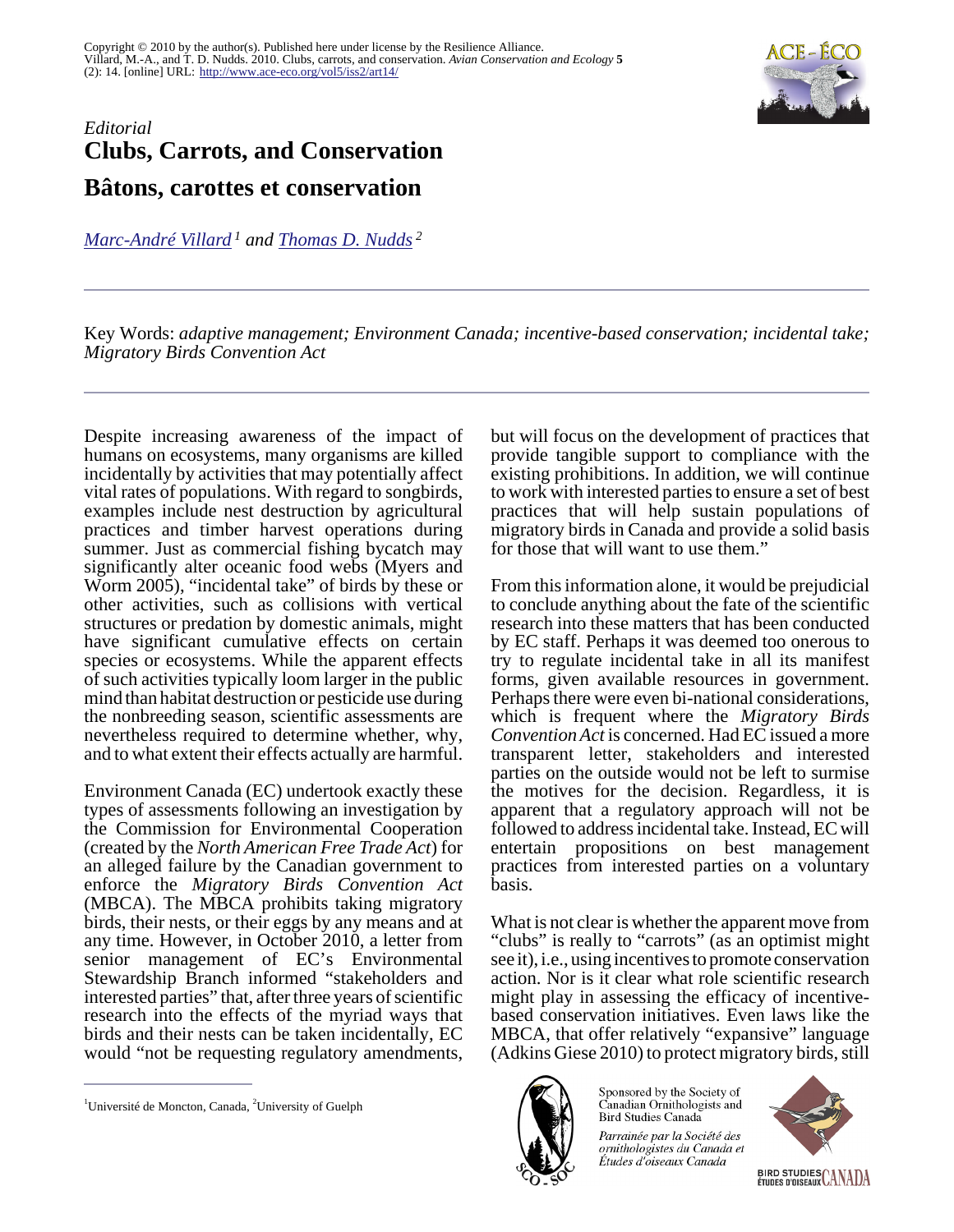*Editorial*

# Clubs, Carrots, and Conservation

# Bâtons, carottes et conservation

*Marc-André Villard* [1] *and Thomas D. Nudds* [2]

Key Words: *adaptive management; Environment Canada; incentive-based conservation; incidental take; Migratory Birds Convention Act*

Despite increasing awareness of the impact of humans on ecosystems, many organisms are killed incidentally by activities that may potentially affect vital rates of populations. With regard to songbirds, examples include nest destruction by agricultural practices and timber harvest operations during summer. Just as commercial fishing bycatch may significantly alter oceanic food webs (Myers and Worm 2005), "incidental take" of birds by these or other activities, such as collisions with vertical structures or predation by domestic animals, might have significant cumulative effects on certain species or ecosystems. While the apparent effects of such activities typically loom larger in the public mind than habitat destruction or pesticide use during the nonbreeding season, scientific assessments are nevertheless required to determine whether, why, and to what extent their effects actually are harmful.

Environment Canada (EC) undertook exactly these types of assessments following an investigation by the Commission for Environmental Cooperation (created by the *North American Free Trade Act*) for an alleged failure by the Canadian government to enforce the *Migratory Birds Convention Act* (MBCA). The MBCA prohibits taking migratory birds, their nests, or their eggs by any means and at any time. However, in October 2010, a letter from senior management of EC's Environmental Stewardship Branch informed "stakeholders and interested parties" that, after three years of scientific research into the effects of the myriad ways that birds and their nests can be taken incidentally, EC would "not be requesting regulatory amendments, but will focus on the development of practices that provide tangible support to compliance with the existing prohibitions. In addition, we will continue to work with interested parties to ensure a set of best practices that will help sustain populations of migratory birds in Canada and provide a solid basis for those that will want to use them."

From this information alone, it would be prejudicial to conclude anything about the fate of the scientific research into these matters that has been conducted by EC staff. Perhaps it was deemed too onerous to try to regulate incidental take in all its manifest forms, given available resources in government. Perhaps there were even bi-national considerations, which is frequent where the *Migratory Birds Convention Act* is concerned. Had EC issued a more transparent letter, stakeholders and interested parties on the outside would not be left to surmise the motives for the decision. Regardless, it is apparent that a regulatory approach will not be followed to address incidental take. Instead, EC will entertain propositions on best management practices from interested parties on a voluntary basis.

What is not clear is whether the apparent move from "clubs" is really to "carrots" (as an optimist might see it), i.e., using incentives to promote conservation action. Nor is it clear what role scientific research might play in assessing the efficacy of incentive-based conservation initiatives. Even laws like the MBCA, that offer relatively "expansive" language (Adkins Giese 2010) to protect migratory birds, still

[1] Université de Moncton, Canada, [2] University of Guelph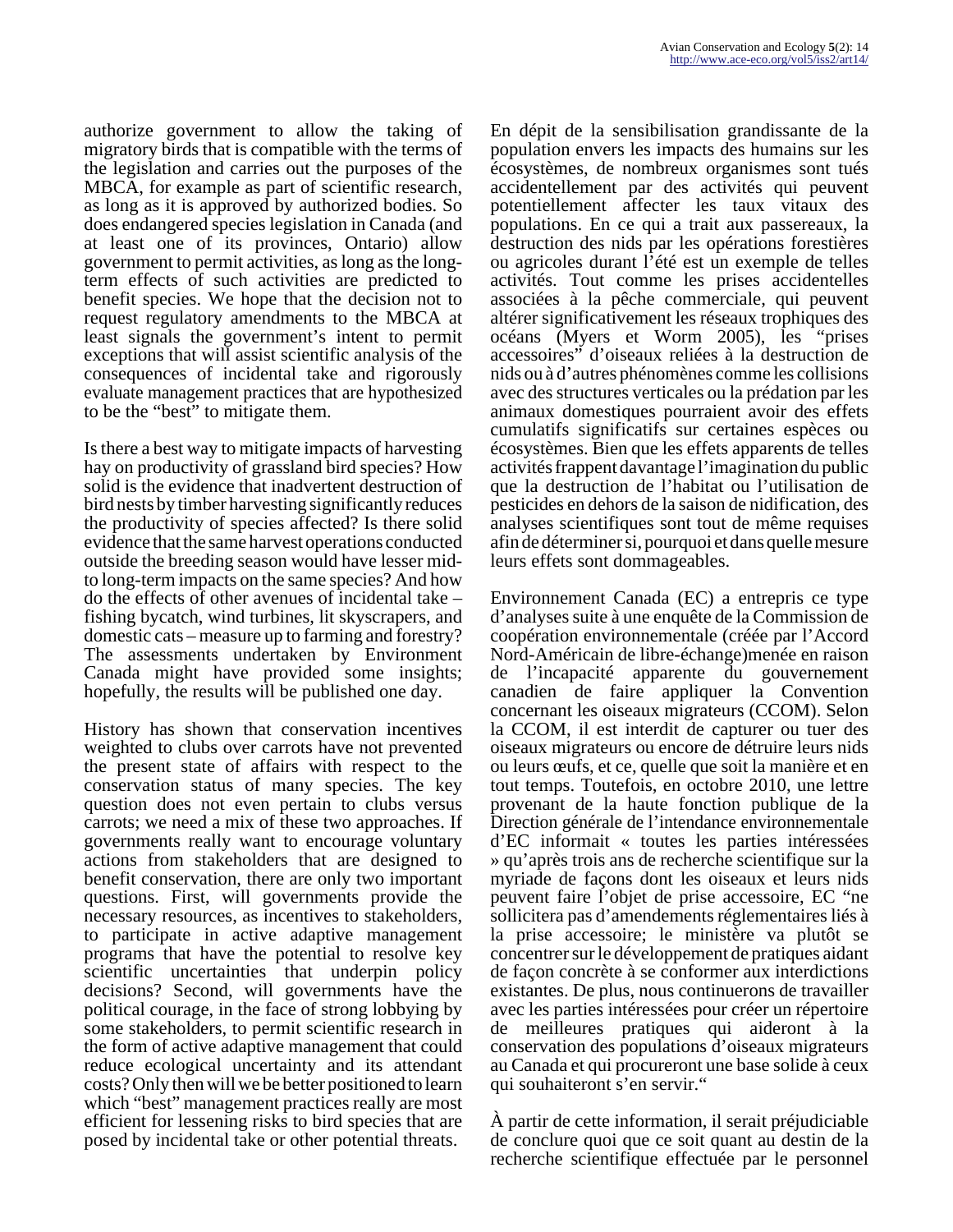authorize government to allow the taking of migratory birds that is compatible with the terms of the legislation and carries out the purposes of the MBCA, for example as part of scientific research, as long as it is approved by authorized bodies. So does endangered species legislation in Canada (and at least one of its provinces, Ontario) allow government to permit activities, as long as the long-term effects of such activities are predicted to benefit species. We hope that the decision not to request regulatory amendments to the MBCA at least signals the government's intent to permit exceptions that will assist scientific analysis of the consequences of incidental take and rigorously evaluate management practices that are hypothesized to be the "best" to mitigate them.

Is there a best way to mitigate impacts of harvesting hay on productivity of grassland bird species? How solid is the evidence that inadvertent destruction of bird nests by timber harvesting significantly reduces the productivity of species affected? Is there solid evidence that the same harvest operations conducted outside the breeding season would have lesser mid- to long-term impacts on the same species? And how do the effects of other avenues of incidental take – fishing bycatch, wind turbines, lit skyscrapers, and domestic cats – measure up to farming and forestry? The assessments undertaken by Environment Canada might have provided some insights; hopefully, the results will be published one day.

History has shown that conservation incentives weighted to clubs over carrots have not prevented the present state of affairs with respect to the conservation status of many species. The key question does not even pertain to clubs versus carrots; we need a mix of these two approaches. If governments really want to encourage voluntary actions from stakeholders that are designed to benefit conservation, there are only two important questions. First, will governments provide the necessary resources, as incentives to stakeholders, to participate in active adaptive management programs that have the potential to resolve key scientific uncertainties that underpin policy decisions? Second, will governments have the political courage, in the face of strong lobbying by some stakeholders, to permit scientific research in the form of active adaptive management that could reduce ecological uncertainty and its attendant costs? Only then will we be better positioned to learn which "best" management practices really are most efficient for lessening risks to bird species that are posed by incidental take or other potential threats.

En dépit de la sensibilisation grandissante de la population envers les impacts des humains sur les écosystèmes, de nombreux organismes sont tués accidentellement par des activités qui peuvent potentiellement affecter les taux vitaux des populations. En ce qui a trait aux passereaux, la destruction des nids par les opérations forestières ou agricoles durant l'été est un exemple de telles activités. Tout comme les prises accidentelles associées à la pêche commerciale, qui peuvent altérer significativement les réseaux trophiques des océans (Myers et Worm 2005), les "prises accessoires" d'oiseaux reliées à la destruction de nids ou à d'autres phénomènes comme les collisions avec des structures verticales ou la prédation par les animaux domestiques pourraient avoir des effets cumulatifs significatifs sur certaines espèces ou écosystèmes. Bien que les effets apparents de telles activités frappent davantage l'imagination du public que la destruction de l'habitat ou l'utilisation de pesticides en dehors de la saison de nidification, des analyses scientifiques sont tout de même requises afin de déterminer si, pourquoi et dans quelle mesure leurs effets sont dommageables.

Environnement Canada (EC) a entrepris ce type d'analyses suite à une enquête de la Commission de coopération environnementale (créée par l'Accord Nord-Américain de libre-échange)menée en raison de l'incapacité apparente du gouvernement canadien de faire appliquer la Convention concernant les oiseaux migrateurs (CCOM). Selon la CCOM, il est interdit de capturer ou tuer des oiseaux migrateurs ou encore de détruire leurs nids ou leurs œufs, et ce, quelle que soit la manière et en tout temps. Toutefois, en octobre 2010, une lettre provenant de la haute fonction publique de la Direction générale de l'intendance environnementale d'EC informait « toutes les parties intéressées » qu'après trois ans de recherche scientifique sur la myriade de façons dont les oiseaux et leurs nids peuvent faire l'objet de prise accessoire, EC "ne sollicitera pas d'amendements réglementaires liés à la prise accessoire; le ministère va plutôt se concentrer sur le développement de pratiques aidant de façon concrète à se conformer aux interdictions existantes. De plus, nous continuerons de travailler avec les parties intéressées pour créer un répertoire de meilleures pratiques qui aideront à la conservation des populations d'oiseaux migrateurs au Canada et qui procureront une base solide à ceux qui souhaiteront s'en servir."

À partir de cette information, il serait préjudiciable de conclure quoi que ce soit quant au destin de la recherche scientifique effectuée par le personnel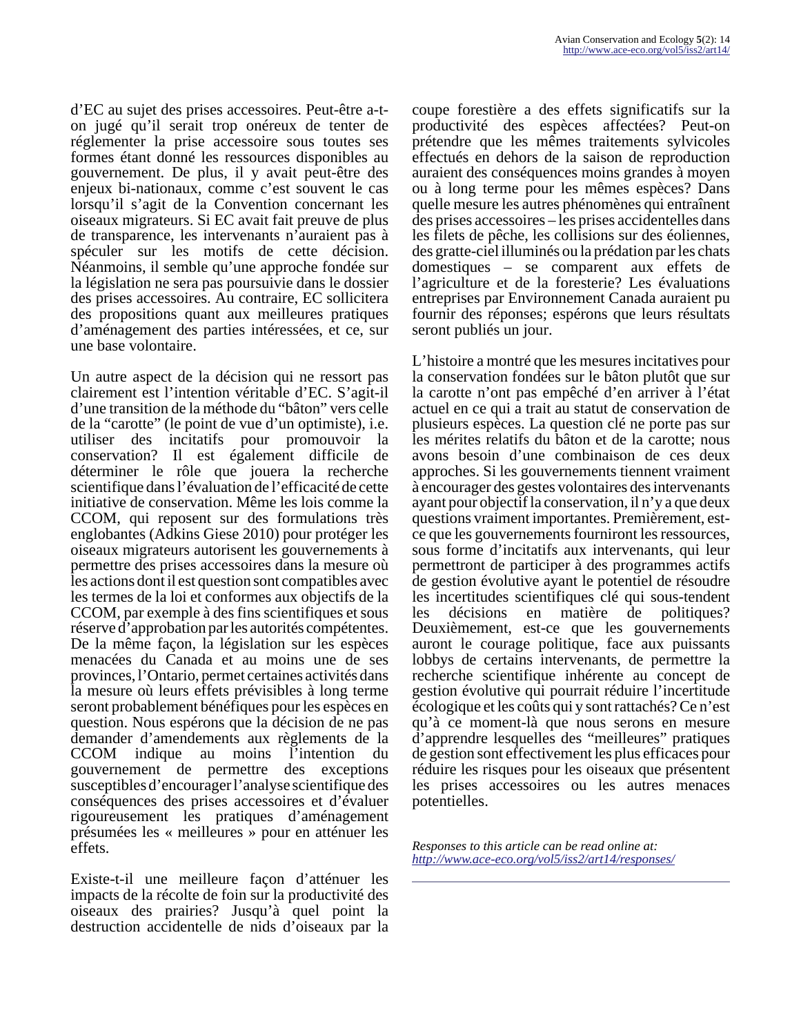d'EC au sujet des prises accessoires. Peut-être a-t-on jugé qu'il serait trop onéreux de tenter de réglementer la prise accessoire sous toutes ses formes étant donné les ressources disponibles au gouvernement. De plus, il y avait peut-être des enjeux bi-nationaux, comme c'est souvent le cas lorsqu'il s'agit de la Convention concernant les oiseaux migrateurs. Si EC avait fait preuve de plus de transparence, les intervenants n'auraient pas à spéculer sur les motifs de cette décision. Néanmoins, il semble qu'une approche fondée sur la législation ne sera pas poursuivie dans le dossier des prises accessoires. Au contraire, EC sollicitera des propositions quant aux meilleures pratiques d'aménagement des parties intéressées, et ce, sur une base volontaire.

Un autre aspect de la décision qui ne ressort pas clairement est l'intention véritable d'EC. S'agit-il d'une transition de la méthode du "bâton" vers celle de la "carotte" (le point de vue d'un optimiste), i.e. utiliser des incitatifs pour promouvoir la conservation? Il est également difficile de déterminer le rôle que jouera la recherche scientifique dans l'évaluation de l'efficacité de cette initiative de conservation. Même les lois comme la CCOM, qui reposent sur des formulations très englobantes (Adkins Giese 2010) pour protéger les oiseaux migrateurs autorisent les gouvernements à permettre des prises accessoires dans la mesure où les actions dont il est question sont compatibles avec les termes de la loi et conformes aux objectifs de la CCOM, par exemple à des fins scientifiques et sous réserve d'approbation par les autorités compétentes. De la même façon, la législation sur les espèces menacées du Canada et au moins une de ses provinces, l'Ontario, permet certaines activités dans la mesure où leurs effets prévisibles à long terme seront probablement bénéfiques pour les espèces en question. Nous espérons que la décision de ne pas demander d'amendements aux règlements de la CCOM indique au moins l'intention du gouvernement de permettre des exceptions susceptibles d'encourager l'analyse scientifique des conséquences des prises accessoires et d'évaluer rigoureusement les pratiques d'aménagement présumées les « meilleures » pour en atténuer les effets.

Existe-t-il une meilleure façon d'atténuer les impacts de la récolte de foin sur la productivité des oiseaux des prairies? Jusqu'à quel point la destruction accidentelle de nids d'oiseaux par la coupe forestière a des effets significatifs sur la productivité des espèces affectées? Peut-on prétendre que les mêmes traitements sylvicoles effectués en dehors de la saison de reproduction auraient des conséquences moins grandes à moyen ou à long terme pour les mêmes espèces? Dans quelle mesure les autres phénomènes qui entraînent des prises accessoires – les prises accidentelles dans les filets de pêche, les collisions sur des éoliennes, des gratte-ciel illuminés ou la prédation par les chats domestiques – se comparent aux effets de l'agriculture et de la foresterie? Les évaluations entreprises par Environnement Canada auraient pu fournir des réponses; espérons que leurs résultats seront publiés un jour.

L'histoire a montré que les mesures incitatives pour la conservation fondées sur le bâton plutôt que sur la carotte n'ont pas empêché d'en arriver à l'état actuel en ce qui a trait au statut de conservation de plusieurs espèces. La question clé ne porte pas sur les mérites relatifs du bâton et de la carotte; nous avons besoin d'une combinaison de ces deux approches. Si les gouvernements tiennent vraiment à encourager des gestes volontaires des intervenants ayant pour objectif la conservation, il n'y a que deux questions vraiment importantes. Premièrement, est-ce que les gouvernements fourniront les ressources, sous forme d'incitatifs aux intervenants, qui leur permettront de participer à des programmes actifs de gestion évolutive ayant le potentiel de résoudre les incertitudes scientifiques clé qui sous-tendent les décisions en matière de politiques? Deuxièmement, est-ce que les gouvernements auront le courage politique, face aux puissants lobbys de certains intervenants, de permettre la recherche scientifique inhérente au concept de gestion évolutive qui pourrait réduire l'incertitude écologique et les coûts qui y sont rattachés? Ce n'est qu'à ce moment-là que nous serons en mesure d'apprendre lesquelles des "meilleures" pratiques de gestion sont effectivement les plus efficaces pour réduire les risques pour les oiseaux que présentent les prises accessoires ou les autres menaces potentielles.

*Responses to this article can be read online at:*
*http://www.ace-eco.org/vol5/iss2/art14/responses/*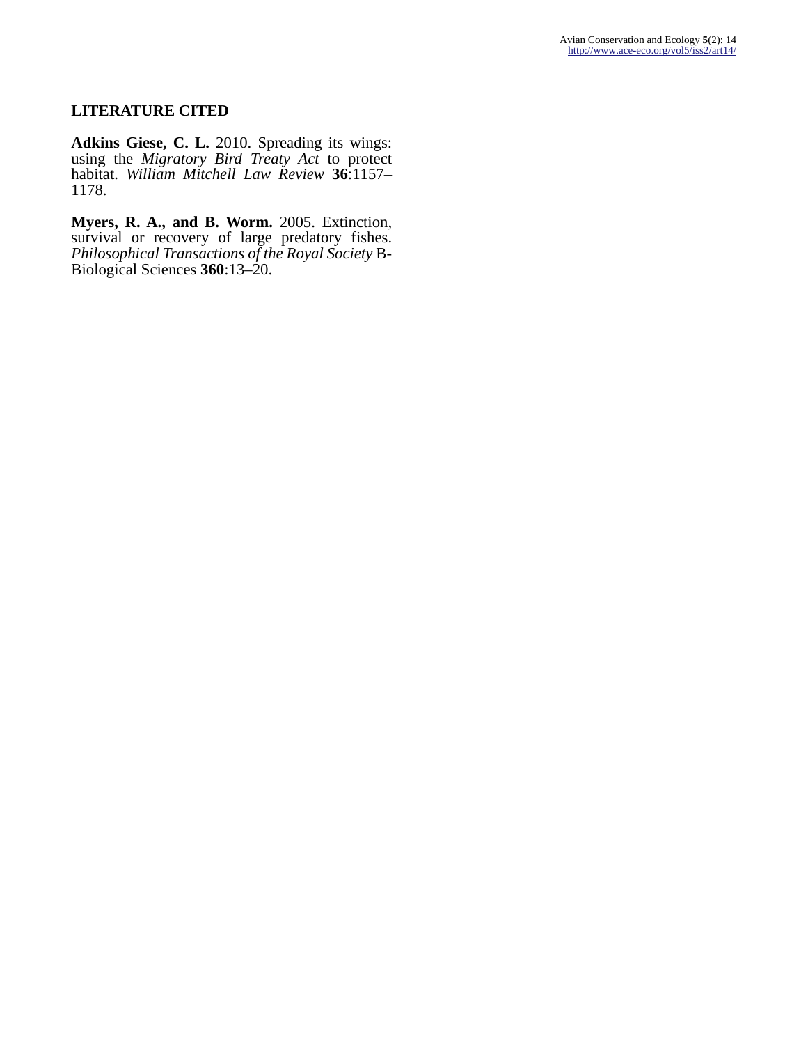## LITERATURE CITED

**Adkins Giese, C. L.** 2010. Spreading its wings: using the *Migratory Bird Treaty Act* to protect habitat. *William Mitchell Law Review* **36**:1157–1178.

**Myers, R. A., and B. Worm.** 2005. Extinction, survival or recovery of large predatory fishes. *Philosophical Transactions of the Royal Society* B-Biological Sciences **360**:13–20.